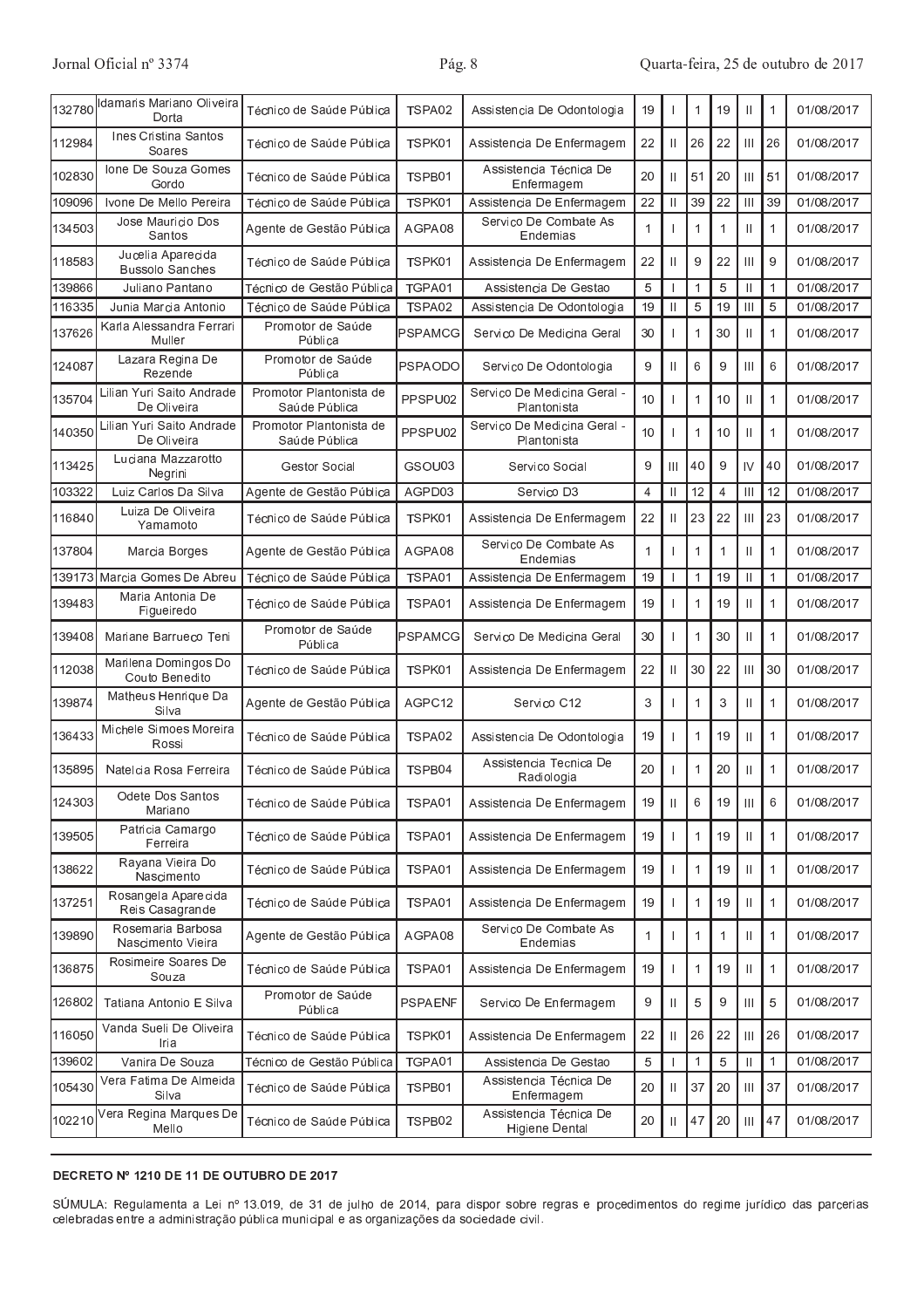| | | | | | | | | | | | |
|---|---|---|---|---|---|---|---|---|---|---|---|
| 132780 | Idamaris Mariano Oliveira Dorta | Técnico de Saúde Pública | TSPA02 | Assistencia De Odontologia | 19 | I | 1 | 19 | II | 1 | 01/08/2017 |
| 112984 | Ines Cristina Santos Soares | Técnico de Saúde Pública | TSPK01 | Assistencia De Enfermagem | 22 | II | 26 | 22 | III | 26 | 01/08/2017 |
| 102830 | Ione De Souza Gomes Gordo | Técnico de Saúde Pública | TSPB01 | Assistencia Técnica De Enfermagem | 20 | II | 51 | 20 | III | 51 | 01/08/2017 |
| 109096 | Ivone De Mello Pereira | Técnico de Saúde Pública | TSPK01 | Assistencia De Enfermagem | 22 | II | 39 | 22 | III | 39 | 01/08/2017 |
| 134503 | Jose Mauricio Dos Santos | Agente de Gestão Pública | AGPA08 | Servico De Combate As Endemias | 1 | I | 1 | 1 | II | 1 | 01/08/2017 |
| 118583 | Jucelia Aparecida Bussolo Sanches | Técnico de Saúde Pública | TSPK01 | Assistencia De Enfermagem | 22 | II | 9 | 22 | III | 9 | 01/08/2017 |
| 139866 | Juliano Pantano | Técnico de Gestão Pública | TGPA01 | Assistencia De Gestao | 5 | I | 1 | 5 | II | 1 | 01/08/2017 |
| 116335 | Junia Marcia Antonio | Técnico de Saúde Pública | TSPA02 | Assistencia De Odontologia | 19 | II | 5 | 19 | III | 5 | 01/08/2017 |
| 137626 | Karla Alessandra Ferrari Muller | Promotor de Saúde Pública | PSPAMCG | Servico De Medicina Geral | 30 | I | 1 | 30 | II | 1 | 01/08/2017 |
| 124087 | Lazara Regina De Rezende | Promotor de Saúde Pública | PSPAODO | Servico De Odontologia | 9 | II | 6 | 9 | III | 6 | 01/08/2017 |
| 135704 | Lilian Yuri Saito Andrade De Oliveira | Promotor Plantonista de Saúde Pública | PPSPU02 | Servico De Medicina Geral - Plantonista | 10 | I | 1 | 10 | II | 1 | 01/08/2017 |
| 140350 | Lilian Yuri Saito Andrade De Oliveira | Promotor Plantonista de Saúde Pública | PPSPU02 | Servico De Medicina Geral - Plantonista | 10 | I | 1 | 10 | II | 1 | 01/08/2017 |
| 113425 | Luciana Mazzarotto Negrini | Gestor Social | GSOU03 | Servico Social | 9 | III | 40 | 9 | IV | 40 | 01/08/2017 |
| 103322 | Luiz Carlos Da Silva | Agente de Gestão Pública | AGPD03 | Servico D3 | 4 | II | 12 | 4 | III | 12 | 01/08/2017 |
| 116840 | Luiza De Oliveira Yamamoto | Técnico de Saúde Pública | TSPK01 | Assistencia De Enfermagem | 22 | II | 23 | 22 | III | 23 | 01/08/2017 |
| 137804 | Marcia Borges | Agente de Gestão Pública | AGPA08 | Servico De Combate As Endemias | 1 | I | 1 | 1 | II | 1 | 01/08/2017 |
| 139173 | Marcia Gomes De Abreu | Técnico de Saúde Pública | TSPA01 | Assistencia De Enfermagem | 19 | I | 1 | 19 | II | 1 | 01/08/2017 |
| 139483 | Maria Antonia De Figueiredo | Técnico de Saúde Pública | TSPA01 | Assistencia De Enfermagem | 19 | I | 1 | 19 | II | 1 | 01/08/2017 |
| 139408 | Mariane Barrueco Teni | Promotor de Saúde Pública | PSPAMCG | Servico De Medicina Geral | 30 | I | 1 | 30 | II | 1 | 01/08/2017 |
| 112038 | Marilena Domingos Do Couto Benedito | Técnico de Saúde Pública | TSPK01 | Assistencia De Enfermagem | 22 | II | 30 | 22 | III | 30 | 01/08/2017 |
| 139874 | Matheus Henrique Da Silva | Agente de Gestão Pública | AGPC12 | Servico C12 | 3 | I | 1 | 3 | II | 1 | 01/08/2017 |
| 136433 | Michele Simoes Moreira Rossi | Técnico de Saúde Pública | TSPA02 | Assistencia De Odontologia | 19 | I | 1 | 19 | II | 1 | 01/08/2017 |
| 135895 | Natelcia Rosa Ferreira | Técnico de Saúde Pública | TSPB04 | Assistencia Tecnica De Radiologia | 20 | I | 1 | 20 | II | 1 | 01/08/2017 |
| 124303 | Odete Dos Santos Mariano | Técnico de Saúde Pública | TSPA01 | Assistencia De Enfermagem | 19 | II | 6 | 19 | III | 6 | 01/08/2017 |
| 139505 | Patricia Camargo Ferreira | Técnico de Saúde Pública | TSPA01 | Assistencia De Enfermagem | 19 | I | 1 | 19 | II | 1 | 01/08/2017 |
| 138622 | Rayana Vieira Do Nascimento | Técnico de Saúde Pública | TSPA01 | Assistencia De Enfermagem | 19 | I | 1 | 19 | II | 1 | 01/08/2017 |
| 137251 | Rosangela Aparecida Reis Casagrande | Técnico de Saúde Pública | TSPA01 | Assistencia De Enfermagem | 19 | I | 1 | 19 | II | 1 | 01/08/2017 |
| 139890 | Rosemaria Barbosa Nascimento Vieira | Agente de Gestão Pública | AGPA08 | Servico De Combate As Endemias | 1 | I | 1 | 1 | II | 1 | 01/08/2017 |
| 136875 | Rosimeire Soares De Souza | Técnico de Saúde Pública | TSPA01 | Assistencia De Enfermagem | 19 | I | 1 | 19 | II | 1 | 01/08/2017 |
| 126802 | Tatiana Antonio E Silva | Promotor de Saúde Pública | PSPAENF | Servico De Enfermagem | 9 | II | 5 | 9 | III | 5 | 01/08/2017 |
| 116050 | Vanda Sueli De Oliveira Iria | Técnico de Saúde Pública | TSPK01 | Assistencia De Enfermagem | 22 | II | 26 | 22 | III | 26 | 01/08/2017 |
| 139602 | Vanira De Souza | Técnico de Gestão Pública | TGPA01 | Assistencia De Gestao | 5 | I | 1 | 5 | II | 1 | 01/08/2017 |
| 105430 | Vera Fatima De Almeida Silva | Técnico de Saúde Pública | TSPB01 | Assistencia Técnica De Enfermagem | 20 | II | 37 | 20 | III | 37 | 01/08/2017 |
| 102210 | Vera Regina Marques De Mello | Técnico de Saúde Pública | TSPB02 | Assistencia Técnica De Higiene Dental | 20 | II | 47 | 20 | III | 47 | 01/08/2017 |

**DECRETO Nº 1210 DE 11 DE OUTUBRO DE 2017**

SÚMULA: Regulamenta a Lei nº 13.019, de 31 de julho de 2014, para dispor sobre regras e procedimentos do regime jurídico das parcerias celebradas entre a administração pública municipal e as organizações da sociedade civil.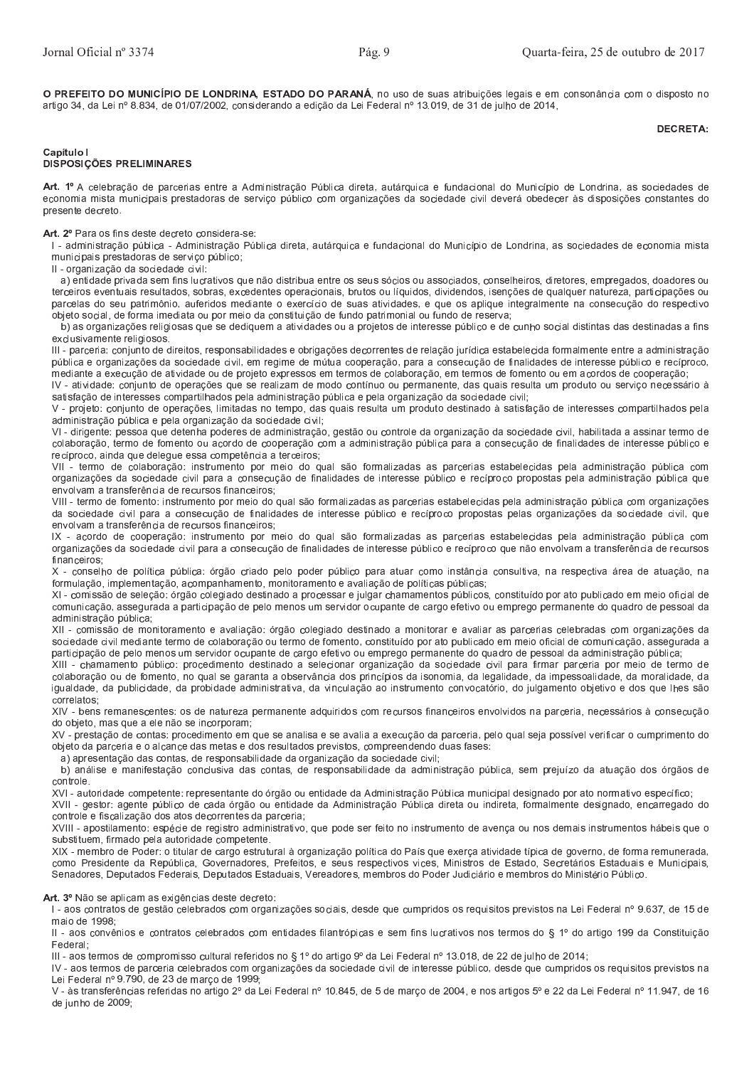**O PREFEITO DO MUNICÍPIO DE LONDRINA, ESTADO DO PARANÁ**, no uso de suas atribuições legais e em consonância com o disposto no artigo 34, da Lei nº 8.834, de 01/07/2002, considerando a edição da Lei Federal nº 13.019, de 31 de julho de 2014,

**DECRETA:**

**Capítulo I**
**DISPOSIÇÕES PRELIMINARES**

**Art. 1º** A celebração de parcerias entre a Administração Pública direta, autárquica e fundacional do Município de Londrina, as sociedades de economia mista municipais prestadoras de serviço público com organizações da sociedade civil deverá obedecer às disposições constantes do presente decreto.

**Art. 2º** Para os fins deste decreto considera-se:

I - administração pública - Administração Pública direta, autárquica e fundacional do Município de Londrina, as sociedades de economia mista municipais prestadoras de serviço público;

II - organização da sociedade civil:

a) entidade privada sem fins lucrativos que não distribua entre os seus sócios ou associados, conselheiros, diretores, empregados, doadores ou terceiros eventuais resultados, sobras, excedentes operacionais, brutos ou líquidos, dividendos, isenções de qualquer natureza, participações ou parcelas do seu patrimônio, auferidos mediante o exercício de suas atividades, e que os aplique integralmente na consecução do respectivo objeto social, de forma imediata ou por meio da constituição de fundo patrimonial ou fundo de reserva;

b) as organizações religiosas que se dediquem a atividades ou a projetos de interesse público e de cunho social distintas das destinadas a fins exclusivamente religiosos.

III - parceria: conjunto de direitos, responsabilidades e obrigações decorrentes de relação jurídica estabelecida formalmente entre a administração pública e organizações da sociedade civil, em regime de mútua cooperação, para a consecução de finalidades de interesse público e recíproco, mediante a execução de atividade ou de projeto expressos em termos de colaboração, em termos de fomento ou em acordos de cooperação;

IV - atividade: conjunto de operações que se realizam de modo contínuo ou permanente, das quais resulta um produto ou serviço necessário à satisfação de interesses compartilhados pela administração pública e pela organização da sociedade civil;

V - projeto: conjunto de operações, limitadas no tempo, das quais resulta um produto destinado à satisfação de interesses compartilhados pela administração pública e pela organização da sociedade civil;

VI - dirigente: pessoa que detenha poderes de administração, gestão ou controle da organização da sociedade civil, habilitada a assinar termo de colaboração, termo de fomento ou acordo de cooperação com a administração pública para a consecução de finalidades de interesse público e recíproco, ainda que delegue essa competência a terceiros;

VII - termo de colaboração: instrumento por meio do qual são formalizadas as parcerias estabelecidas pela administração pública com organizações da sociedade civil para a consecução de finalidades de interesse público e recíproco propostas pela administração pública que envolvam a transferência de recursos financeiros;

VIII - termo de fomento: instrumento por meio do qual são formalizadas as parcerias estabelecidas pela administração pública com organizações da sociedade civil para a consecução de finalidades de interesse público e recíproco propostas pelas organizações da sociedade civil, que envolvam a transferência de recursos financeiros;

IX - acordo de cooperação: instrumento por meio do qual são formalizadas as parcerias estabelecidas pela administração pública com organizações da sociedade civil para a consecução de finalidades de interesse público e recíproco que não envolvam a transferência de recursos financeiros;

X - conselho de política pública: órgão criado pelo poder público para atuar como instância consultiva, na respectiva área de atuação, na formulação, implementação, acompanhamento, monitoramento e avaliação de políticas públicas;

XI - comissão de seleção: órgão colegiado destinado a processar e julgar chamamentos públicos, constituído por ato publicado em meio oficial de comunicação, assegurada a participação de pelo menos um servidor ocupante de cargo efetivo ou emprego permanente do quadro de pessoal da administração pública;

XII - comissão de monitoramento e avaliação: órgão colegiado destinado a monitorar e avaliar as parcerias celebradas com organizações da sociedade civil mediante termo de colaboração ou termo de fomento, constituído por ato publicado em meio oficial de comunicação, assegurada a participação de pelo menos um servidor ocupante de cargo efetivo ou emprego permanente do quadro de pessoal da administração pública;

XIII - chamamento público: procedimento destinado a selecionar organização da sociedade civil para firmar parceria por meio de termo de colaboração ou de fomento, no qual se garanta a observância dos princípios da isonomia, da legalidade, da impessoalidade, da moralidade, da igualdade, da publicidade, da probidade administrativa, da vinculação ao instrumento convocatório, do julgamento objetivo e dos que lhes são correlatos;

XIV - bens remanescentes: os de natureza permanente adquiridos com recursos financeiros envolvidos na parceria, necessários à consecução do objeto, mas que a ele não se incorporam;

XV - prestação de contas: procedimento em que se analisa e se avalia a execução da parceria, pelo qual seja possível verificar o cumprimento do objeto da parceria e o alcance das metas e dos resultados previstos, compreendendo duas fases:

a) apresentação das contas, de responsabilidade da organização da sociedade civil;

b) análise e manifestação conclusiva das contas, de responsabilidade da administração pública, sem prejuízo da atuação dos órgãos de controle.

XVI - autoridade competente: representante do órgão ou entidade da Administração Pública municipal designado por ato normativo específico;

XVII - gestor: agente público de cada órgão ou entidade da Administração Pública direta ou indireta, formalmente designado, encarregado do controle e fiscalização dos atos decorrentes da parceria;

XVIII - apostilamento: espécie de registro administrativo, que pode ser feito no instrumento de avença ou nos demais instrumentos hábeis que o substituem, firmado pela autoridade competente.

XIX - membro de Poder: o titular de cargo estrutural à organização política do País que exerça atividade típica de governo, de forma remunerada, como Presidente da República, Governadores, Prefeitos, e seus respectivos vices, Ministros de Estado, Secretários Estaduais e Municipais, Senadores, Deputados Federais, Deputados Estaduais, Vereadores, membros do Poder Judiciário e membros do Ministério Público.

**Art. 3º** Não se aplicam as exigências deste decreto:

I - aos contratos de gestão celebrados com organizações sociais, desde que cumpridos os requisitos previstos na Lei Federal nº 9.637, de 15 de maio de 1998;

II - aos convênios e contratos celebrados com entidades filantrópicas e sem fins lucrativos nos termos do § 1º do artigo 199 da Constituição Federal;

III - aos termos de compromisso cultural referidos no § 1º do artigo 9º da Lei Federal nº 13.018, de 22 de julho de 2014;

IV - aos termos de parceria celebrados com organizações da sociedade civil de interesse público, desde que cumpridos os requisitos previstos na Lei Federal nº 9.790, de 23 de março de 1999;

V - às transferências referidas no artigo 2º da Lei Federal nº 10.845, de 5 de março de 2004, e nos artigos 5º e 22 da Lei Federal nº 11.947, de 16 de junho de 2009;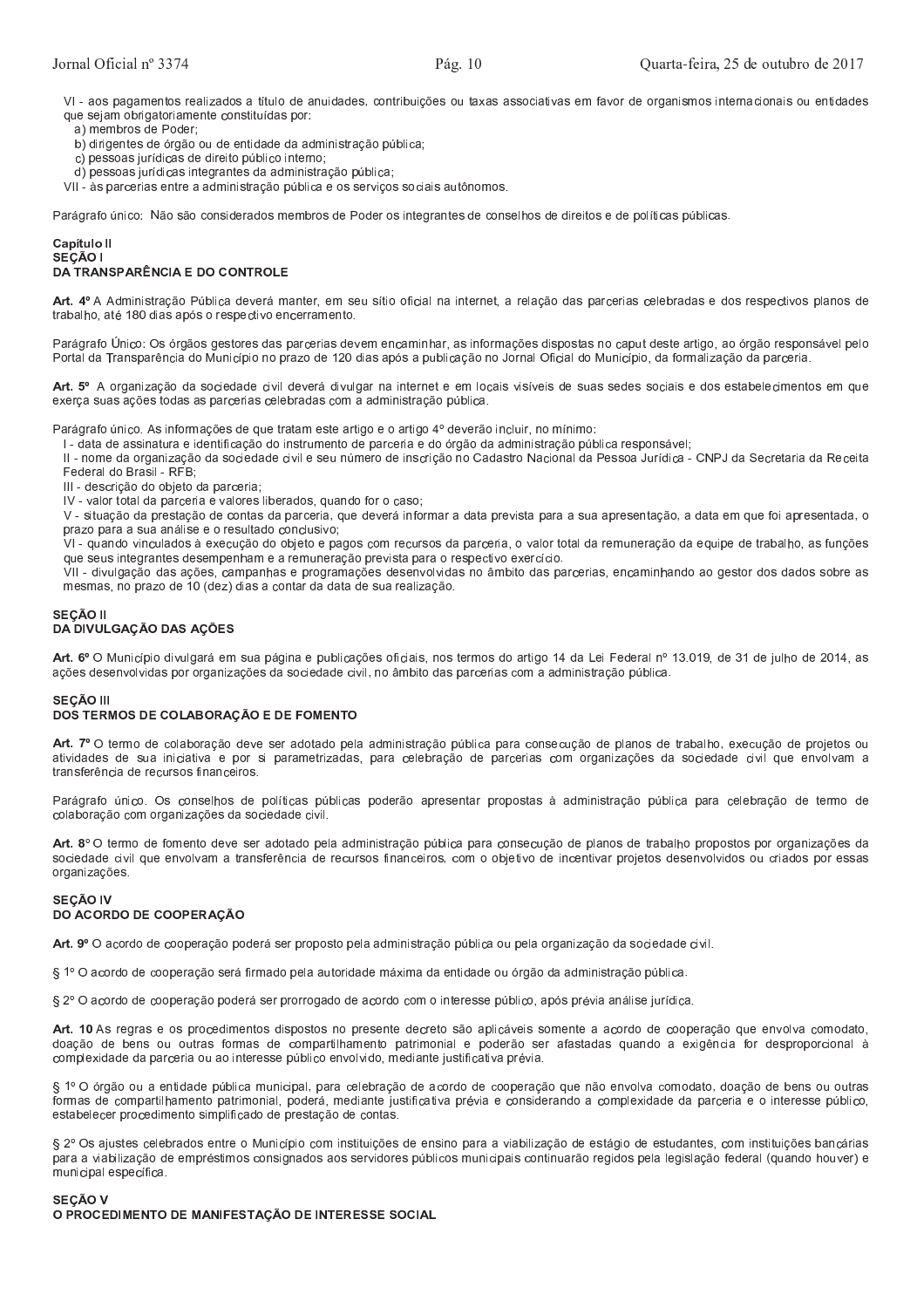VI - aos pagamentos realizados a título de anuidades, contribuições ou taxas associativas em favor de organismos internacionais ou entidades que sejam obrigatoriamente constituídas por:

a) membros de Poder;

b) dirigentes de órgão ou de entidade da administração pública;

c) pessoas jurídicas de direito público interno;

d) pessoas jurídicas integrantes da administração pública;

VII - às parcerias entre a administração pública e os serviços sociais autônomos.

Parágrafo único: Não são considerados membros de Poder os integrantes de conselhos de direitos e de políticas públicas.

## Capítulo II
## SEÇÃO I
## DA TRANSPARÊNCIA E DO CONTROLE

**Art. 4º** A Administração Pública deverá manter, em seu sítio oficial na internet, a relação das parcerias celebradas e dos respectivos planos de trabalho, até 180 dias após o respectivo encerramento.

Parágrafo Único: Os órgãos gestores das parcerias devem encaminhar, as informações dispostas no caput deste artigo, ao órgão responsável pelo Portal da Transparência do Município no prazo de 120 dias após a publicação no Jornal Oficial do Município, da formalização da parceria.

**Art. 5º** A organização da sociedade civil deverá divulgar na internet e em locais visíveis de suas sedes sociais e dos estabelecimentos em que exerça suas ações todas as parcerias celebradas com a administração pública.

Parágrafo único. As informações de que tratam este artigo e o artigo 4º deverão incluir, no mínimo:

I - data de assinatura e identificação do instrumento de parceria e do órgão da administração pública responsável;

II - nome da organização da sociedade civil e seu número de inscrição no Cadastro Nacional da Pessoa Jurídica - CNPJ da Secretaria da Receita Federal do Brasil - RFB;

III - descrição do objeto da parceria;

IV - valor total da parceria e valores liberados, quando for o caso;

V - situação da prestação de contas da parceria, que deverá informar a data prevista para a sua apresentação, a data em que foi apresentada, o prazo para a sua análise e o resultado conclusivo;

VI - quando vinculados à execução do objeto e pagos com recursos da parceria, o valor total da remuneração da equipe de trabalho, as funções que seus integrantes desempenham e a remuneração prevista para o respectivo exercício.

VII - divulgação das ações, campanhas e programações desenvolvidas no âmbito das parcerias, encaminhando ao gestor dos dados sobre as mesmas, no prazo de 10 (dez) dias a contar da data de sua realização.

## SEÇÃO II
## DA DIVULGAÇÃO DAS AÇÕES

**Art. 6º** O Município divulgará em sua página e publicações oficiais, nos termos do artigo 14 da Lei Federal nº 13.019, de 31 de julho de 2014, as ações desenvolvidas por organizações da sociedade civil, no âmbito das parcerias com a administração pública.

## SEÇÃO III
## DOS TERMOS DE COLABORAÇÃO E DE FOMENTO

**Art. 7º** O termo de colaboração deve ser adotado pela administração pública para consecução de planos de trabalho, execução de projetos ou atividades de sua iniciativa e por si parametrizadas, para celebração de parcerias com organizações da sociedade civil que envolvam a transferência de recursos financeiros.

Parágrafo único. Os conselhos de políticas públicas poderão apresentar propostas à administração pública para celebração de termo de colaboração com organizações da sociedade civil.

**Art. 8º** O termo de fomento deve ser adotado pela administração pública para consecução de planos de trabalho propostos por organizações da sociedade civil que envolvam a transferência de recursos financeiros, com o objetivo de incentivar projetos desenvolvidos ou criados por essas organizações.

## SEÇÃO IV
## DO ACORDO DE COOPERAÇÃO

**Art. 9º** O acordo de cooperação poderá ser proposto pela administração pública ou pela organização da sociedade civil.

§ 1º O acordo de cooperação será firmado pela autoridade máxima da entidade ou órgão da administração pública.

§ 2º O acordo de cooperação poderá ser prorrogado de acordo com o interesse público, após prévia análise jurídica.

**Art. 10** As regras e os procedimentos dispostos no presente decreto são aplicáveis somente a acordo de cooperação que envolva comodato, doação de bens ou outras formas de compartilhamento patrimonial e poderão ser afastadas quando a exigência for desproporcional à complexidade da parceria ou ao interesse público envolvido, mediante justificativa prévia.

§ 1º O órgão ou a entidade pública municipal, para celebração de acordo de cooperação que não envolva comodato, doação de bens ou outras formas de compartilhamento patrimonial, poderá, mediante justificativa prévia e considerando a complexidade da parceria e o interesse público, estabelecer procedimento simplificado de prestação de contas.

§ 2º Os ajustes celebrados entre o Município com instituições de ensino para a viabilização de estágio de estudantes, com instituições bancárias para a viabilização de empréstimos consignados aos servidores públicos municipais continuarão regidos pela legislação federal (quando houver) e municipal específica.

## SEÇÃO V
## O PROCEDIMENTO DE MANIFESTAÇÃO DE INTERESSE SOCIAL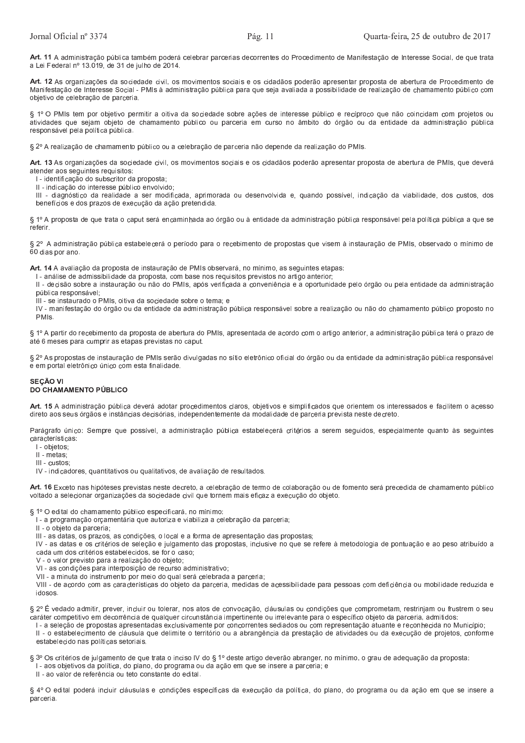**Art. 11** A administração pública também poderá celebrar parcerias decorrentes do Procedimento de Manifestação de Interesse Social, de que trata a Lei Federal nº 13.019, de 31 de julho de 2014.

**Art. 12** As organizações da sociedade civil, os movimentos sociais e os cidadãos poderão apresentar proposta de abertura de Procedimento de Manifestação de Interesse Social - PMIs à administração pública para que seja avaliada a possibilidade de realização de chamamento público com objetivo de celebração de parceria.

§ 1º O PMIs tem por objetivo permitir a oitiva da sociedade sobre ações de interesse público e recíproco que não coincidam com projetos ou atividades que sejam objeto de chamamento público ou parceria em curso no âmbito do órgão ou da entidade da administração pública responsável pela política pública.

§ 2º A realização de chamamento público ou a celebração de parceria não depende da realização do PMIs.

**Art. 13** As organizações da sociedade civil, os movimentos sociais e os cidadãos poderão apresentar proposta de abertura de PMIs, que deverá atender aos seguintes requisitos:

I - identificação do subscritor da proposta;
II - indicação do interesse público envolvido;
III - diagnóstico da realidade a ser modificada, aprimorada ou desenvolvida e, quando possível, indicação da viabilidade, dos custos, dos benefícios e dos prazos de execução da ação pretendida.

§ 1º A proposta de que trata o caput será encaminhada ao órgão ou à entidade da administração pública responsável pela política pública a que se referir.

§ 2º A administração pública estabelecerá o período para o recebimento de propostas que visem à instauração de PMIs, observado o mínimo de 60 dias por ano.

**Art. 14** A avaliação da proposta de instauração de PMIs observará, no mínimo, as seguintes etapas:

I - análise de admissibilidade da proposta, com base nos requisitos previstos no artigo anterior;
II - decisão sobre a instauração ou não do PMIs, após verificada a conveniência e a oportunidade pelo órgão ou pela entidade da administração pública responsável;
III - se instaurado o PMIs, oitiva da sociedade sobre o tema; e
IV - manifestação do órgão ou da entidade da administração pública responsável sobre a realização ou não do chamamento público proposto no PMIs.

§ 1º A partir do recebimento da proposta de abertura do PMIs, apresentada de acordo com o artigo anterior, a administração pública terá o prazo de até 6 meses para cumprir as etapas previstas no caput.

§ 2º As propostas de instauração de PMIs serão divulgadas no sítio eletrônico oficial do órgão ou da entidade da administração pública responsável e em portal eletrônico único com esta finalidade.

## SEÇÃO VI
## DO CHAMAMENTO PÚBLICO

**Art. 15** A administração pública deverá adotar procedimentos claros, objetivos e simplificados que orientem os interessados e facilitem o acesso direto aos seus órgãos e instâncias decisórias, independentemente da modalidade de parceria prevista neste decreto.

Parágrafo único: Sempre que possível, a administração pública estabelecerá critérios a serem seguidos, especialmente quanto às seguintes características:

I - objetos;
II - metas;
III - custos;
IV - indicadores, quantitativos ou qualitativos, de avaliação de resultados.

**Art. 16** Exceto nas hipóteses previstas neste decreto, a celebração de termo de colaboração ou de fomento será precedida de chamamento público voltado a selecionar organizações da sociedade civil que tornem mais eficaz a execução do objeto.

§ 1º O edital do chamamento público especificará, no mínimo:

I - a programação orçamentária que autoriza e viabiliza a celebração da parceria;
II - o objeto da parceria;
III - as datas, os prazos, as condições, o local e a forma de apresentação das propostas;
IV - as datas e os critérios de seleção e julgamento das propostas, inclusive no que se refere à metodologia de pontuação e ao peso atribuído a cada um dos critérios estabelecidos, se for o caso;
V - o valor previsto para a realização do objeto;
VI - as condições para interposição de recurso administrativo;
VII - a minuta do instrumento por meio do qual será celebrada a parceria;
VIII - de acordo com as características do objeto da parceria, medidas de acessibilidade para pessoas com deficiência ou mobilidade reduzida e idosos.

§ 2º É vedado admitir, prever, incluir ou tolerar, nos atos de convocação, cláusulas ou condições que comprometam, restrinjam ou frustrem o seu caráter competitivo em decorrência de qualquer circunstância impertinente ou irrelevante para o específico objeto da parceria, admitidos:

I - a seleção de propostas apresentadas exclusivamente por concorrentes sediados ou com representação atuante e reconhecida no Município;
II - o estabelecimento de cláusula que delimite o território ou a abrangência da prestação de atividades ou da execução de projetos, conforme estabelecido nas políticas setoriais.

§ 3º Os critérios de julgamento de que trata o inciso IV do § 1º deste artigo deverão abranger, no mínimo, o grau de adequação da proposta:

I - aos objetivos da política, do plano, do programa ou da ação em que se insere a parceria; e
II - ao valor de referência ou teto constante do edital.

§ 4º O edital poderá incluir cláusulas e condições específicas da execução da política, do plano, do programa ou da ação em que se insere a parceria.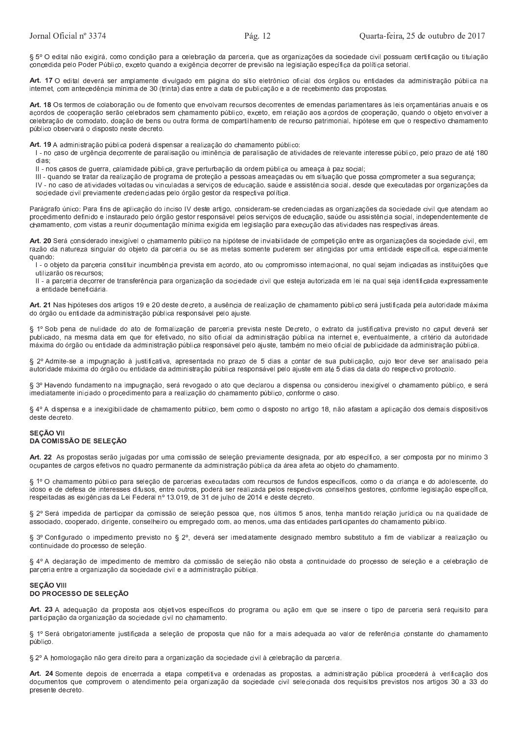§ 5º O edital não exigirá, como condição para a celebração da parceria, que as organizações da sociedade civil possuam certificação ou titulação concedida pelo Poder Público, exceto quando a exigência decorrer de previsão na legislação específica da política setorial.

**Art. 17** O edital deverá ser amplamente divulgado em página do sítio eletrônico oficial dos órgãos ou entidades da administração pública na internet, com antecedência mínima de 30 (trinta) dias entre a data de publicação e a de recebimento das propostas.

**Art. 18** Os termos de colaboração ou de fomento que envolvam recursos decorrentes de emendas parlamentares às leis orçamentárias anuais e os acordos de cooperação serão celebrados sem chamamento público, exceto, em relação aos acordos de cooperação, quando o objeto envolver a celebração de comodato, doação de bens ou outra forma de compartilhamento de recurso patrimonial, hipótese em que o respectivo chamamento público observará o disposto neste decreto.

**Art. 19** A administração pública poderá dispensar a realização do chamamento público:

I - no caso de urgência decorrente de paralisação ou iminência de paralisação de atividades de relevante interesse público, pelo prazo de até 180 dias;

II - nos casos de guerra, calamidade pública, grave perturbação da ordem pública ou ameaça à paz social;

III - quando se tratar da realização de programa de proteção a pessoas ameaçadas ou em situação que possa comprometer a sua segurança;

IV - no caso de atividades voltadas ou vinculadas a serviços de educação, saúde e assistência social, desde que executadas por organizações da sociedade civil previamente credenciadas pelo órgão gestor da respectiva política.

Parágrafo único: Para fins de aplicação do inciso IV deste artigo, consideram-se credenciadas as organizações da sociedade civil que atendam ao procedimento definido e instaurado pelo órgão gestor responsável pelos serviços de educação, saúde ou assistência social, independentemente de chamamento, com vistas a reunir documentação mínima exigida em legislação para execução das atividades nas respectivas áreas.

**Art. 20** Será considerado inexigível o chamamento público na hipótese de inviabilidade de competição entre as organizações da sociedade civil, em razão da natureza singular do objeto da parceria ou se as metas somente puderem ser atingidas por uma entidade específica, especialmente quando:

I - o objeto da parceria constituir incumbência prevista em acordo, ato ou compromisso internacional, no qual sejam indicadas as instituições que utilizarão os recursos;

II - a parceria decorrer de transferência para organização da sociedade civil que esteja autorizada em lei na qual seja identificada expressamente a entidade beneficiária.

**Art. 21** Nas hipóteses dos artigos 19 e 20 deste decreto, a ausência de realização de chamamento público será justificada pela autoridade máxima do órgão ou entidade da administração pública responsável pelo ajuste.

§ 1º Sob pena de nulidade do ato de formalização de parceria prevista neste Decreto, o extrato da justificativa previsto no caput deverá ser publicado, na mesma data em que for efetivado, no sítio oficial da administração pública na internet e, eventualmente, a critério da autoridade máxima do órgão ou entidade da administração pública responsável pelo ajuste, também no meio oficial de publicidade da administração pública.

§ 2º Admite-se a impugnação à justificativa, apresentada no prazo de 5 dias a contar de sua publicação, cujo teor deve ser analisado pela autoridade máxima do órgão ou entidade da administração pública responsável pelo ajuste em até 5 dias da data do respectivo protocolo.

§ 3º Havendo fundamento na impugnação, será revogado o ato que declarou a dispensa ou considerou inexigível o chamamento público, e será imediatamente iniciado o procedimento para a realização do chamamento público, conforme o caso.

§ 4º A dispensa e a inexigibilidade de chamamento público, bem como o disposto no artigo 18, não afastam a aplicação dos demais dispositivos deste decreto.

## SEÇÃO VII
## DA COMISSÃO DE SELEÇÃO

**Art. 22** As propostas serão julgadas por uma comissão de seleção previamente designada, por ato específico, a ser composta por no mínimo 3 ocupantes de cargos efetivos no quadro permanente da administração pública da área afeta ao objeto do chamamento.

§ 1º O chamamento público para seleção de parcerias executadas com recursos de fundos específicos, como o da criança e do adolescente, do idoso e de defesa de interesses difusos, entre outros, poderá ser realizada pelos respectivos conselhos gestores, conforme legislação específica, respeitadas as exigências da Lei Federal nº 13.019, de 31 de julho de 2014 e deste decreto.

§ 2º Será impedida de participar da comissão de seleção pessoa que, nos últimos 5 anos, tenha mantido relação jurídica ou na qualidade de associado, cooperado, dirigente, conselheiro ou empregado com, ao menos, uma das entidades participantes do chamamento público.

§ 3º Configurado o impedimento previsto no § 2º, deverá ser imediatamente designado membro substituto a fim de viabilizar a realização ou continuidade do processo de seleção.

§ 4º A declaração de impedimento de membro da comissão de seleção não obsta a continuidade do processo de seleção e a celebração de parceria entre a organização da sociedade civil e a administração pública.

## SEÇÃO VIII
## DO PROCESSO DE SELEÇÃO

**Art. 23** A adequação da proposta aos objetivos específicos do programa ou ação em que se insere o tipo de parceria será requisito para participação da organização da sociedade civil no chamamento.

§ 1º Será obrigatoriamente justificada a seleção de proposta que não for a mais adequada ao valor de referência constante do chamamento público.

§ 2º A homologação não gera direito para a organização da sociedade civil à celebração da parceria.

**Art. 24** Somente depois de encerrada a etapa competitiva e ordenadas as propostas, a administração pública procederá à verificação dos documentos que comprovem o atendimento pela organização da sociedade civil selecionada dos requisitos previstos nos artigos 30 a 33 do presente decreto.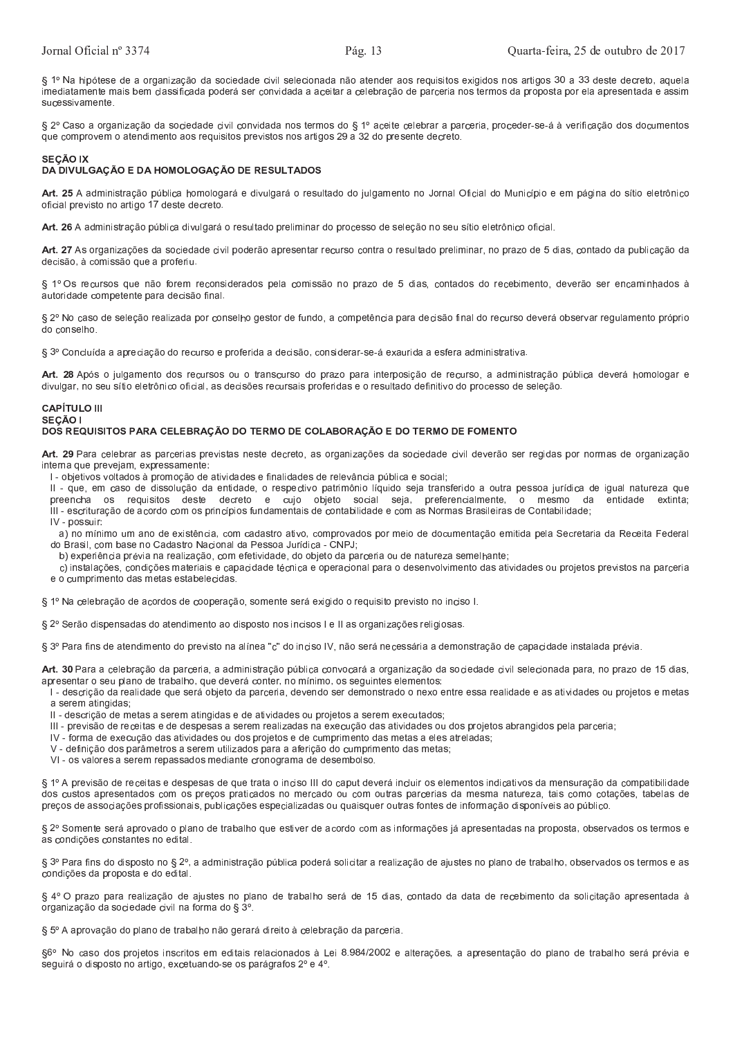§ 1º Na hipótese de a organização da sociedade civil selecionada não atender aos requisitos exigidos nos artigos 30 a 33 deste decreto, aquela imediatamente mais bem classificada poderá ser convidada a aceitar a celebração de parceria nos termos da proposta por ela apresentada e assim sucessivamente.

§ 2º Caso a organização da sociedade civil convidada nos termos do § 1º aceite celebrar a parceria, proceder-se-á à verificação dos documentos que comprovem o atendimento aos requisitos previstos nos artigos 29 a 32 do presente decreto.

**SEÇÃO IX**
**DA DIVULGAÇÃO E DA HOMOLOGAÇÃO DE RESULTADOS**

**Art. 25** A administração pública homologará e divulgará o resultado do julgamento no Jornal Oficial do Município e em página do sítio eletrônico oficial previsto no artigo 17 deste decreto.

**Art. 26** A administração pública divulgará o resultado preliminar do processo de seleção no seu sítio eletrônico oficial.

**Art. 27** As organizações da sociedade civil poderão apresentar recurso contra o resultado preliminar, no prazo de 5 dias, contado da publicação da decisão, à comissão que a proferiu.

§ 1º Os recursos que não forem reconsiderados pela comissão no prazo de 5 dias, contados do recebimento, deverão ser encaminhados à autoridade competente para decisão final.

§ 2º No caso de seleção realizada por conselho gestor de fundo, a competência para decisão final do recurso deverá observar regulamento próprio do conselho.

§ 3º Concluída a apreciação do recurso e proferida a decisão, considerar-se-á exaurida a esfera administrativa.

**Art. 28** Após o julgamento dos recursos ou o transcurso do prazo para interposição de recurso, a administração pública deverá homologar e divulgar, no seu sítio eletrônico oficial, as decisões recursais proferidas e o resultado definitivo do processo de seleção.

**CAPÍTULO III**
**SEÇÃO I**
**DOS REQUISITOS PARA CELEBRAÇÃO DO TERMO DE COLABORAÇÃO E DO TERMO DE FOMENTO**

**Art. 29** Para celebrar as parcerias previstas neste decreto, as organizações da sociedade civil deverão ser regidas por normas de organização interna que prevejam, expressamente:

I - objetivos voltados à promoção de atividades e finalidades de relevância pública e social;

II - que, em caso de dissolução da entidade, o respectivo patrimônio líquido seja transferido a outra pessoa jurídica de igual natureza que preencha os requisitos deste decreto e cujo objeto social seja, preferencialmente, o mesmo da entidade extinta;

III - escrituração de acordo com os princípios fundamentais de contabilidade e com as Normas Brasileiras de Contabilidade;

IV - possuir:

a) no mínimo um ano de existência, com cadastro ativo, comprovados por meio de documentação emitida pela Secretaria da Receita Federal do Brasil, com base no Cadastro Nacional da Pessoa Jurídica - CNPJ;

b) experiência prévia na realização, com efetividade, do objeto da parceria ou de natureza semelhante;

c) instalações, condições materiais e capacidade técnica e operacional para o desenvolvimento das atividades ou projetos previstos na parceria e o cumprimento das metas estabelecidas.

§ 1º Na celebração de acordos de cooperação, somente será exigido o requisito previsto no inciso I.

§ 2º Serão dispensadas do atendimento ao disposto nos incisos I e II as organizações religiosas.

§ 3º Para fins de atendimento do previsto na alínea "c" do inciso IV, não será necessária a demonstração de capacidade instalada prévia.

**Art. 30** Para a celebração da parceria, a administração pública convocará a organização da sociedade civil selecionada para, no prazo de 15 dias, apresentar o seu plano de trabalho, que deverá conter, no mínimo, os seguintes elementos:

I - descrição da realidade que será objeto da parceria, devendo ser demonstrado o nexo entre essa realidade e as atividades ou projetos e metas a serem atingidas;

II - descrição de metas a serem atingidas e de atividades ou projetos a serem executados;

III - previsão de receitas e de despesas a serem realizadas na execução das atividades ou dos projetos abrangidos pela parceria;

IV - forma de execução das atividades ou dos projetos e de cumprimento das metas a eles atreladas;

V - definição dos parâmetros a serem utilizados para a aferição do cumprimento das metas;

VI - os valores a serem repassados mediante cronograma de desembolso.

§ 1º A previsão de receitas e despesas de que trata o inciso III do caput deverá incluir os elementos indicativos da mensuração da compatibilidade dos custos apresentados com os preços praticados no mercado ou com outras parcerias da mesma natureza, tais como cotações, tabelas de preços de associações profissionais, publicações especializadas ou quaisquer outras fontes de informação disponíveis ao público.

§ 2º Somente será aprovado o plano de trabalho que estiver de acordo com as informações já apresentadas na proposta, observados os termos e as condições constantes no edital.

§ 3º Para fins do disposto no § 2º, a administração pública poderá solicitar a realização de ajustes no plano de trabalho, observados os termos e as condições da proposta e do edital.

§ 4º O prazo para realização de ajustes no plano de trabalho será de 15 dias, contado da data de recebimento da solicitação apresentada à organização da sociedade civil na forma do § 3º.

§ 5º A aprovação do plano de trabalho não gerará direito à celebração da parceria.

§6º No caso dos projetos inscritos em editais relacionados à Lei 8.984/2002 e alterações, a apresentação do plano de trabalho será prévia e seguirá o disposto no artigo, excetuando-se os parágrafos 2º e 4º.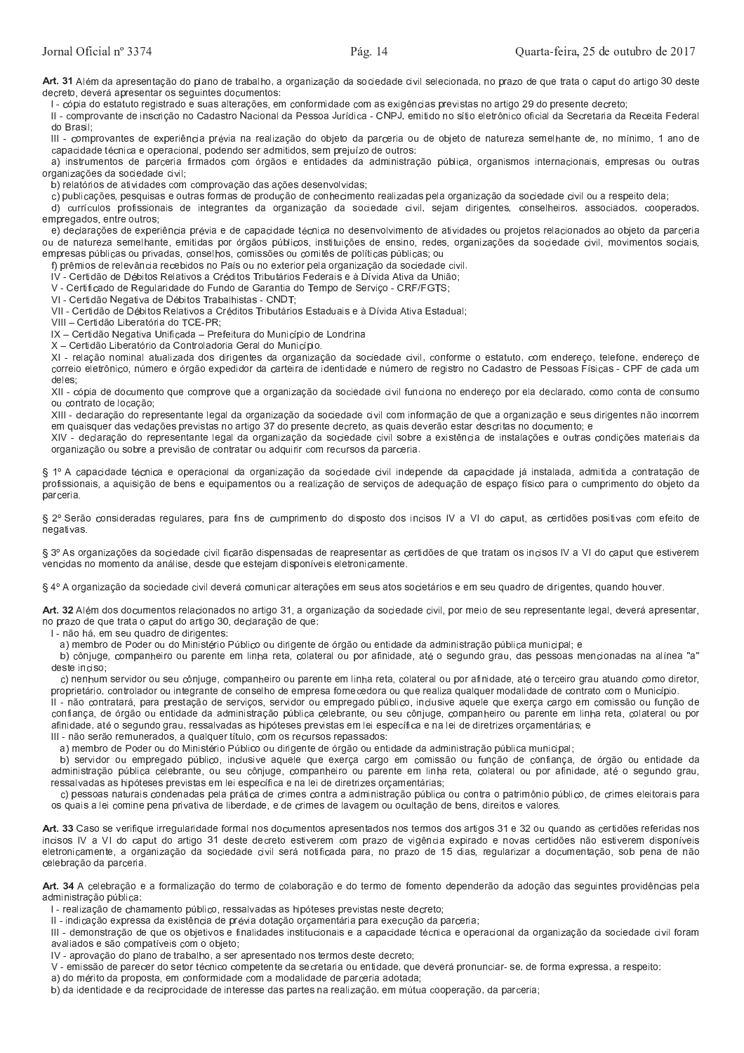**Art. 31** Além da apresentação do plano de trabalho, a organização da sociedade civil selecionada, no prazo de que trata o caput do artigo 30 deste decreto, deverá apresentar os seguintes documentos:

I - cópia do estatuto registrado e suas alterações, em conformidade com as exigências previstas no artigo 29 do presente decreto;

II - comprovante de inscrição no Cadastro Nacional da Pessoa Jurídica - CNPJ, emitido no sítio eletrônico oficial da Secretaria da Receita Federal do Brasil;

III - comprovantes de experiência prévia na realização do objeto da parceria ou de objeto de natureza semelhante de, no mínimo, 1 ano de capacidade técnica e operacional, podendo ser admitidos, sem prejuízo de outros:

a) instrumentos de parceria firmados com órgãos e entidades da administração pública, organismos internacionais, empresas ou outras organizações da sociedade civil;

b) relatórios de atividades com comprovação das ações desenvolvidas;

c) publicações, pesquisas e outras formas de produção de conhecimento realizadas pela organização da sociedade civil ou a respeito dela;

d) currículos profissionais de integrantes da organização da sociedade civil, sejam dirigentes, conselheiros, associados, cooperados, empregados, entre outros;

e) declarações de experiência prévia e de capacidade técnica no desenvolvimento de atividades ou projetos relacionados ao objeto da parceria ou de natureza semelhante, emitidas por órgãos públicos, instituições de ensino, redes, organizações da sociedade civil, movimentos sociais, empresas públicas ou privadas, conselhos, comissões ou comitês de políticas públicas; ou

f) prêmios de relevância recebidos no País ou no exterior pela organização da sociedade civil.

IV - Certidão de Débitos Relativos a Créditos Tributários Federais e à Dívida Ativa da União;

V - Certificado de Regularidade do Fundo de Garantia do Tempo de Serviço - CRF/FGTS;

VI - Certidão Negativa de Débitos Trabalhistas - CNDT;

VII - Certidão de Débitos Relativos a Créditos Tributários Estaduais e à Dívida Ativa Estadual;

VIII – Certidão Liberatória do TCE-PR;

IX – Certidão Negativa Unificada – Prefeitura do Município de Londrina

X – Certidão Liberatório da Controladoria Geral do Município.

XI - relação nominal atualizada dos dirigentes da organização da sociedade civil, conforme o estatuto, com endereço, telefone, endereço de correio eletrônico, número e órgão expedidor da carteira de identidade e número de registro no Cadastro de Pessoas Físicas - CPF de cada um deles;

XII - cópia de documento que comprove que a organização da sociedade civil funciona no endereço por ela declarado, como conta de consumo ou contrato de locação;

XIII - declaração do representante legal da organização da sociedade civil com informação de que a organização e seus dirigentes não incorrem em quaisquer das vedações previstas no artigo 37 do presente decreto, as quais deverão estar descritas no documento; e

XIV - declaração do representante legal da organização da sociedade civil sobre a existência de instalações e outras condições materiais da organização ou sobre a previsão de contratar ou adquirir com recursos da parceria.

§ 1º A capacidade técnica e operacional da organização da sociedade civil independe da capacidade já instalada, admitida a contratação de profissionais, a aquisição de bens e equipamentos ou a realização de serviços de adequação de espaço físico para o cumprimento do objeto da parceria.

§ 2º Serão consideradas regulares, para fins de cumprimento do disposto dos incisos IV a VI do caput, as certidões positivas com efeito de negativas.

§ 3º As organizações da sociedade civil ficarão dispensadas de reapresentar as certidões de que tratam os incisos IV a VI do caput que estiverem vencidas no momento da análise, desde que estejam disponíveis eletronicamente.

§ 4º A organização da sociedade civil deverá comunicar alterações em seus atos societários e em seu quadro de dirigentes, quando houver.

**Art. 32** Além dos documentos relacionados no artigo 31, a organização da sociedade civil, por meio de seu representante legal, deverá apresentar, no prazo de que trata o caput do artigo 30, declaração de que:

I - não há, em seu quadro de dirigentes:

a) membro de Poder ou do Ministério Público ou dirigente de órgão ou entidade da administração pública municipal; e

b) cônjuge, companheiro ou parente em linha reta, colateral ou por afinidade, até o segundo grau, das pessoas mencionadas na alínea "a" deste inciso;

c) nenhum servidor ou seu cônjuge, companheiro ou parente em linha reta, colateral ou por afinidade, até o terceiro grau atuando como diretor, proprietário, controlador ou integrante de conselho de empresa fornecedora ou que realiza qualquer modalidade de contrato com o Município.

II - não contratará, para prestação de serviços, servidor ou empregado público, inclusive aquele que exerça cargo em comissão ou função de confiança, de órgão ou entidade da administração pública celebrante, ou seu cônjuge, companheiro ou parente em linha reta, colateral ou por afinidade, até o segundo grau, ressalvadas as hipóteses previstas em lei específica e na lei de diretrizes orçamentárias; e

III - não serão remunerados, a qualquer título, com os recursos repassados:

a) membro de Poder ou do Ministério Público ou dirigente de órgão ou entidade da administração pública municipal;

b) servidor ou empregado público, inclusive aquele que exerça cargo em comissão ou função de confiança, de órgão ou entidade da administração pública celebrante, ou seu cônjuge, companheiro ou parente em linha reta, colateral ou por afinidade, até o segundo grau, ressalvadas as hipóteses previstas em lei específica e na lei de diretrizes orçamentárias;

c) pessoas naturais condenadas pela prática de crimes contra a administração pública ou contra o patrimônio público, de crimes eleitorais para os quais a lei comine pena privativa de liberdade, e de crimes de lavagem ou ocultação de bens, direitos e valores.

**Art. 33** Caso se verifique irregularidade formal nos documentos apresentados nos termos dos artigos 31 e 32 ou quando as certidões referidas nos incisos IV a VI do caput do artigo 31 deste decreto estiverem com prazo de vigência expirado e novas certidões não estiverem disponíveis eletronicamente, a organização da sociedade civil será notificada para, no prazo de 15 dias, regularizar a documentação, sob pena de não celebração da parceria.

**Art. 34** A celebração e a formalização do termo de colaboração e do termo de fomento dependerão da adoção das seguintes providências pela administração pública:

I - realização de chamamento público, ressalvadas as hipóteses previstas neste decreto;

II - indicação expressa da existência de prévia dotação orçamentária para execução da parceria;

III - demonstração de que os objetivos e finalidades institucionais e a capacidade técnica e operacional da organização da sociedade civil foram avaliados e são compatíveis com o objeto;

IV - aprovação do plano de trabalho, a ser apresentado nos termos deste decreto;

V - emissão de parecer do setor técnico competente da secretaria ou entidade, que deverá pronunciar- se, de forma expressa, a respeito:

a) do mérito da proposta, em conformidade com a modalidade de parceria adotada;

b) da identidade e da reciprocidade de interesse das partes na realização, em mútua cooperação, da parceria;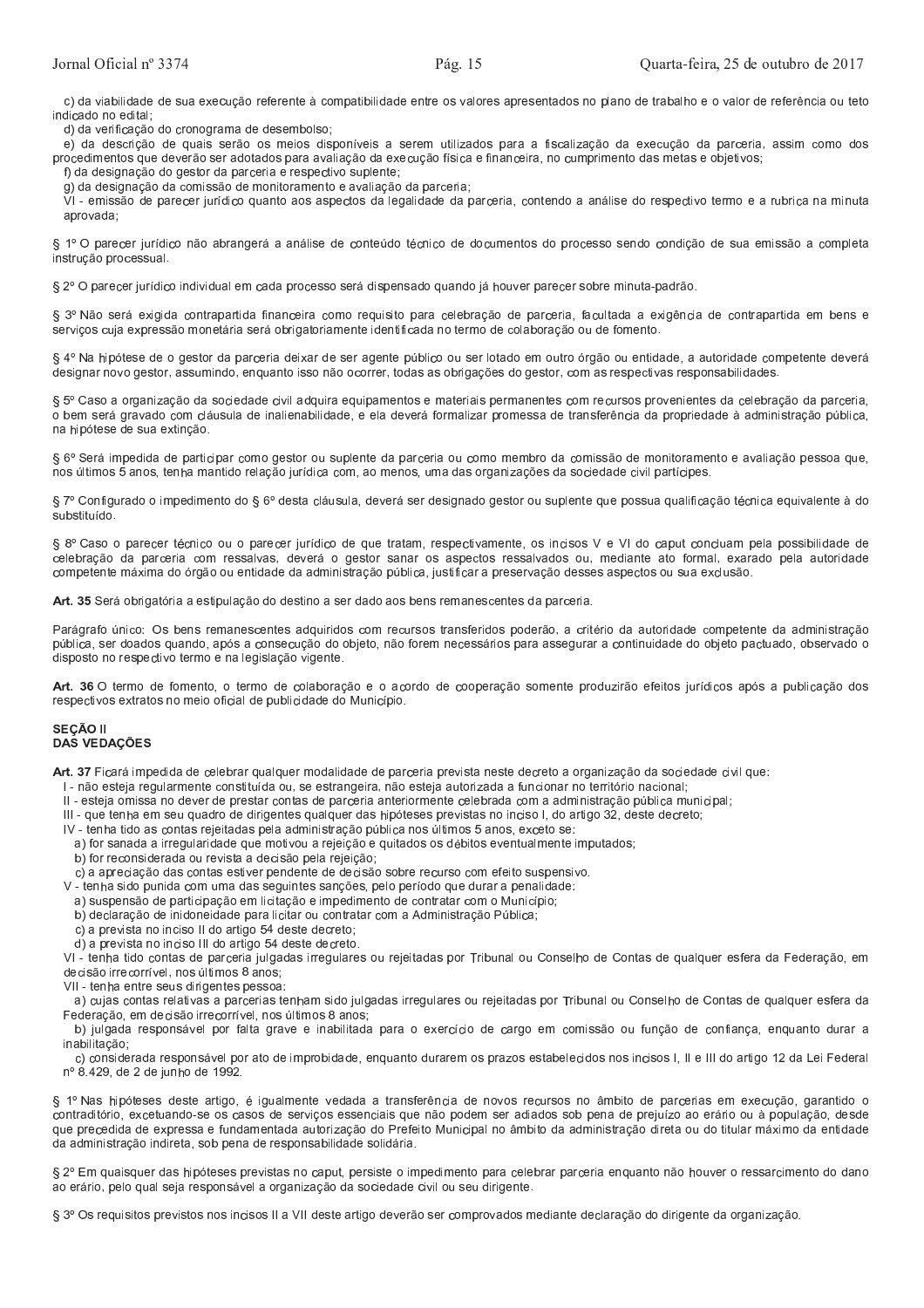c) da viabilidade de sua execução referente à compatibilidade entre os valores apresentados no plano de trabalho e o valor de referência ou teto indicado no edital;

d) da verificação do cronograma de desembolso;

e) da descrição de quais serão os meios disponíveis a serem utilizados para a fiscalização da execução da parceria, assim como dos procedimentos que deverão ser adotados para avaliação da execução física e financeira, no cumprimento das metas e objetivos;

f) da designação do gestor da parceria e respectivo suplente;

g) da designação da comissão de monitoramento e avaliação da parceria;

VI - emissão de parecer jurídico quanto aos aspectos da legalidade da parceria, contendo a análise do respectivo termo e a rubrica na minuta aprovada;

§ 1º O parecer jurídico não abrangerá a análise de conteúdo técnico de documentos do processo sendo condição de sua emissão a completa instrução processual.

§ 2º O parecer jurídico individual em cada processo será dispensado quando já houver parecer sobre minuta-padrão.

§ 3º Não será exigida contrapartida financeira como requisito para celebração de parceria, facultada a exigência de contrapartida em bens e serviços cuja expressão monetária será obrigatoriamente identificada no termo de colaboração ou de fomento.

§ 4º Na hipótese de o gestor da parceria deixar de ser agente público ou ser lotado em outro órgão ou entidade, a autoridade competente deverá designar novo gestor, assumindo, enquanto isso não ocorrer, todas as obrigações do gestor, com as respectivas responsabilidades.

§ 5º Caso a organização da sociedade civil adquira equipamentos e materiais permanentes com recursos provenientes da celebração da parceria, o bem será gravado com cláusula de inalienabilidade, e ela deverá formalizar promessa de transferência da propriedade à administração pública, na hipótese de sua extinção.

§ 6º Será impedida de participar como gestor ou suplente da parceria ou como membro da comissão de monitoramento e avaliação pessoa que, nos últimos 5 anos, tenha mantido relação jurídica com, ao menos, uma das organizações da sociedade civil partícipes.

§ 7º Configurado o impedimento do § 6º desta cláusula, deverá ser designado gestor ou suplente que possua qualificação técnica equivalente à do substituído.

§ 8º Caso o parecer técnico ou o parecer jurídico de que tratam, respectivamente, os incisos V e VI do caput concluam pela possibilidade de celebração da parceria com ressalvas, deverá o gestor sanar os aspectos ressalvados ou, mediante ato formal, exarado pela autoridade competente máxima do órgão ou entidade da administração pública, justificar a preservação desses aspectos ou sua exclusão.

**Art. 35** Será obrigatória a estipulação do destino a ser dado aos bens remanescentes da parceria.

Parágrafo único: Os bens remanescentes adquiridos com recursos transferidos poderão, a critério da autoridade competente da administração pública, ser doados quando, após a consecução do objeto, não forem necessários para assegurar a continuidade do objeto pactuado, observado o disposto no respectivo termo e na legislação vigente.

**Art. 36** O termo de fomento, o termo de colaboração e o acordo de cooperação somente produzirão efeitos jurídicos após a publicação dos respectivos extratos no meio oficial de publicidade do Município.

**SEÇÃO II**
**DAS VEDAÇÕES**

**Art. 37** Ficará impedida de celebrar qualquer modalidade de parceria prevista neste decreto a organização da sociedade civil que:

I - não esteja regularmente constituída ou, se estrangeira, não esteja autorizada a funcionar no território nacional;

II - esteja omissa no dever de prestar contas de parceria anteriormente celebrada com a administração pública municipal;

III - que tenha em seu quadro de dirigentes qualquer das hipóteses previstas no inciso I, do artigo 32, deste decreto;

IV - tenha tido as contas rejeitadas pela administração pública nos últimos 5 anos, exceto se:

a) for sanada a irregularidade que motivou a rejeição e quitados os débitos eventualmente imputados;

b) for reconsiderada ou revista a decisão pela rejeição;

c) a apreciação das contas estiver pendente de decisão sobre recurso com efeito suspensivo.

V - tenha sido punida com uma das seguintes sanções, pelo período que durar a penalidade:

a) suspensão de participação em licitação e impedimento de contratar com o Município;

b) declaração de inidoneidade para licitar ou contratar com a Administração Pública;

c) a prevista no inciso II do artigo 54 deste decreto;

d) a prevista no inciso III do artigo 54 deste decreto.

VI - tenha tido contas de parceria julgadas irregulares ou rejeitadas por Tribunal ou Conselho de Contas de qualquer esfera da Federação, em decisão irrecorrível, nos últimos 8 anos;

VII - tenha entre seus dirigentes pessoa:

a) cujas contas relativas a parcerias tenham sido julgadas irregulares ou rejeitadas por Tribunal ou Conselho de Contas de qualquer esfera da Federação, em decisão irrecorrível, nos últimos 8 anos;

b) julgada responsável por falta grave e inabilitada para o exercício de cargo em comissão ou função de confiança, enquanto durar a inabilitação;

c) considerada responsável por ato de improbidade, enquanto durarem os prazos estabelecidos nos incisos I, II e III do artigo 12 da Lei Federal nº 8.429, de 2 de junho de 1992.

§ 1º Nas hipóteses deste artigo, é igualmente vedada a transferência de novos recursos no âmbito de parcerias em execução, garantido o contraditório, excetuando-se os casos de serviços essenciais que não podem ser adiados sob pena de prejuízo ao erário ou à população, desde que precedida de expressa e fundamentada autorização do Prefeito Municipal no âmbito da administração direta ou do titular máximo da entidade da administração indireta, sob pena de responsabilidade solidária.

§ 2º Em quaisquer das hipóteses previstas no caput, persiste o impedimento para celebrar parceria enquanto não houver o ressarcimento do dano ao erário, pelo qual seja responsável a organização da sociedade civil ou seu dirigente.

§ 3º Os requisitos previstos nos incisos II a VII deste artigo deverão ser comprovados mediante declaração do dirigente da organização.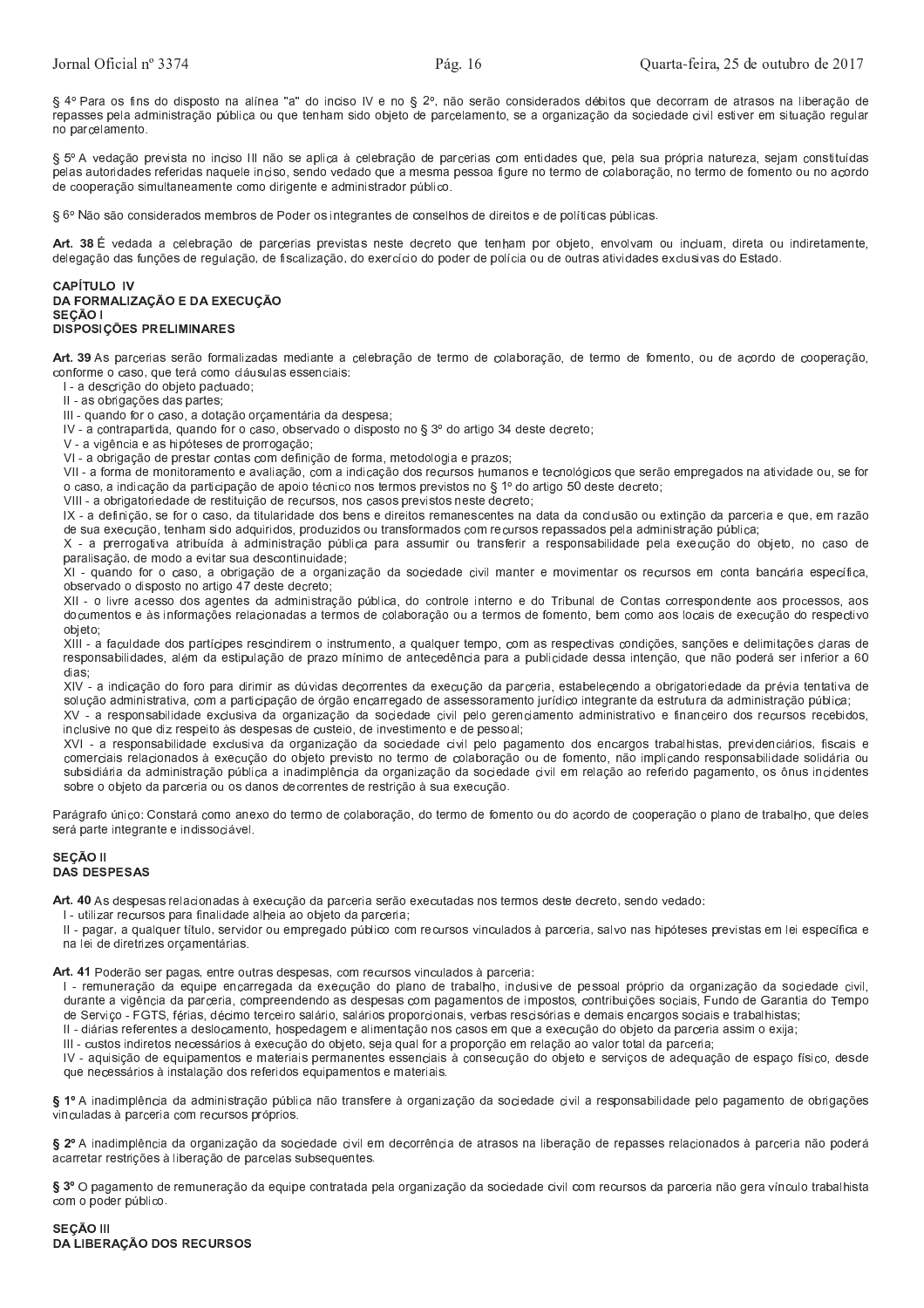§ 4º Para os fins do disposto na alínea "a" do inciso IV e no § 2º, não serão considerados débitos que decorram de atrasos na liberação de repasses pela administração pública ou que tenham sido objeto de parcelamento, se a organização da sociedade civil estiver em situação regular no parcelamento.

§ 5º A vedação prevista no inciso III não se aplica à celebração de parcerias com entidades que, pela sua própria natureza, sejam constituídas pelas autoridades referidas naquele inciso, sendo vedado que a mesma pessoa figure no termo de colaboração, no termo de fomento ou no acordo de cooperação simultaneamente como dirigente e administrador público.

§ 6º Não são considerados membros de Poder os integrantes de conselhos de direitos e de políticas públicas.

**Art. 38** É vedada a celebração de parcerias previstas neste decreto que tenham por objeto, envolvam ou incluam, direta ou indiretamente, delegação das funções de regulação, de fiscalização, do exercício do poder de polícia ou de outras atividades exclusivas do Estado.

## CAPÍTULO IV
## DA FORMALIZAÇÃO E DA EXECUÇÃO
### SEÇÃO I
### DISPOSIÇÕES PRELIMINARES

**Art. 39** As parcerias serão formalizadas mediante a celebração de termo de colaboração, de termo de fomento, ou de acordo de cooperação, conforme o caso, que terá como cláusulas essenciais:

I - a descrição do objeto pactuado;
II - as obrigações das partes;
III - quando for o caso, a dotação orçamentária da despesa;
IV - a contrapartida, quando for o caso, observado o disposto no § 3º do artigo 34 deste decreto;
V - a vigência e as hipóteses de prorrogação;
VI - a obrigação de prestar contas com definição de forma, metodologia e prazos;
VII - a forma de monitoramento e avaliação, com a indicação dos recursos humanos e tecnológicos que serão empregados na atividade ou, se for o caso, a indicação da participação de apoio técnico nos termos previstos no § 1º do artigo 50 deste decreto;
VIII - a obrigatoriedade de restituição de recursos, nos casos previstos neste decreto;
IX - a definição, se for o caso, da titularidade dos bens e direitos remanescentes na data da conclusão ou extinção da parceria e que, em razão de sua execução, tenham sido adquiridos, produzidos ou transformados com recursos repassados pela administração pública;
X - a prerrogativa atribuída à administração pública para assumir ou transferir a responsabilidade pela execução do objeto, no caso de paralisação, de modo a evitar sua descontinuidade;
XI - quando for o caso, a obrigação de a organização da sociedade civil manter e movimentar os recursos em conta bancária específica, observado o disposto no artigo 47 deste decreto;
XII - o livre acesso dos agentes da administração pública, do controle interno e do Tribunal de Contas correspondente aos processos, aos documentos e às informações relacionadas a termos de colaboração ou a termos de fomento, bem como aos locais de execução do respectivo objeto;
XIII - a faculdade dos partícipes rescindirem o instrumento, a qualquer tempo, com as respectivas condições, sanções e delimitações claras de responsabilidades, além da estipulação de prazo mínimo de antecedência para a publicidade dessa intenção, que não poderá ser inferior a 60 dias;
XIV - a indicação do foro para dirimir as dúvidas decorrentes da execução da parceria, estabelecendo a obrigatoriedade da prévia tentativa de solução administrativa, com a participação de órgão encarregado de assessoramento jurídico integrante da estrutura da administração pública;
XV - a responsabilidade exclusiva da organização da sociedade civil pelo gerenciamento administrativo e financeiro dos recursos recebidos, inclusive no que diz respeito às despesas de custeio, de investimento e de pessoal;
XVI - a responsabilidade exclusiva da organização da sociedade civil pelo pagamento dos encargos trabalhistas, previdenciários, fiscais e comerciais relacionados à execução do objeto previsto no termo de colaboração ou de fomento, não implicando responsabilidade solidária ou subsidiária da administração pública a inadimplência da organização da sociedade civil em relação ao referido pagamento, os ônus incidentes sobre o objeto da parceria ou os danos decorrentes de restrição à sua execução.

Parágrafo único: Constará como anexo do termo de colaboração, do termo de fomento ou do acordo de cooperação o plano de trabalho, que deles será parte integrante e indissociável.

### SEÇÃO II
### DAS DESPESAS

**Art. 40** As despesas relacionadas à execução da parceria serão executadas nos termos deste decreto, sendo vedado:

I - utilizar recursos para finalidade alheia ao objeto da parceria;
II - pagar, a qualquer título, servidor ou empregado público com recursos vinculados à parceria, salvo nas hipóteses previstas em lei específica e na lei de diretrizes orçamentárias.

**Art. 41** Poderão ser pagas, entre outras despesas, com recursos vinculados à parceria:

I - remuneração da equipe encarregada da execução do plano de trabalho, inclusive de pessoal próprio da organização da sociedade civil, durante a vigência da parceria, compreendendo as despesas com pagamentos de impostos, contribuições sociais, Fundo de Garantia do Tempo de Serviço - FGTS, férias, décimo terceiro salário, salários proporcionais, verbas rescisórias e demais encargos sociais e trabalhistas;
II - diárias referentes a deslocamento, hospedagem e alimentação nos casos em que a execução do objeto da parceria assim o exija;
III - custos indiretos necessários à execução do objeto, seja qual for a proporção em relação ao valor total da parceria;
IV - aquisição de equipamentos e materiais permanentes essenciais à consecução do objeto e serviços de adequação de espaço físico, desde que necessários à instalação dos referidos equipamentos e materiais.

**§ 1º** A inadimplência da administração pública não transfere à organização da sociedade civil a responsabilidade pelo pagamento de obrigações vinculadas à parceria com recursos próprios.

**§ 2º** A inadimplência da organização da sociedade civil em decorrência de atrasos na liberação de repasses relacionados à parceria não poderá acarretar restrições à liberação de parcelas subsequentes.

**§ 3º** O pagamento de remuneração da equipe contratada pela organização da sociedade civil com recursos da parceria não gera vínculo trabalhista com o poder público.

### SEÇÃO III
### DA LIBERAÇÃO DOS RECURSOS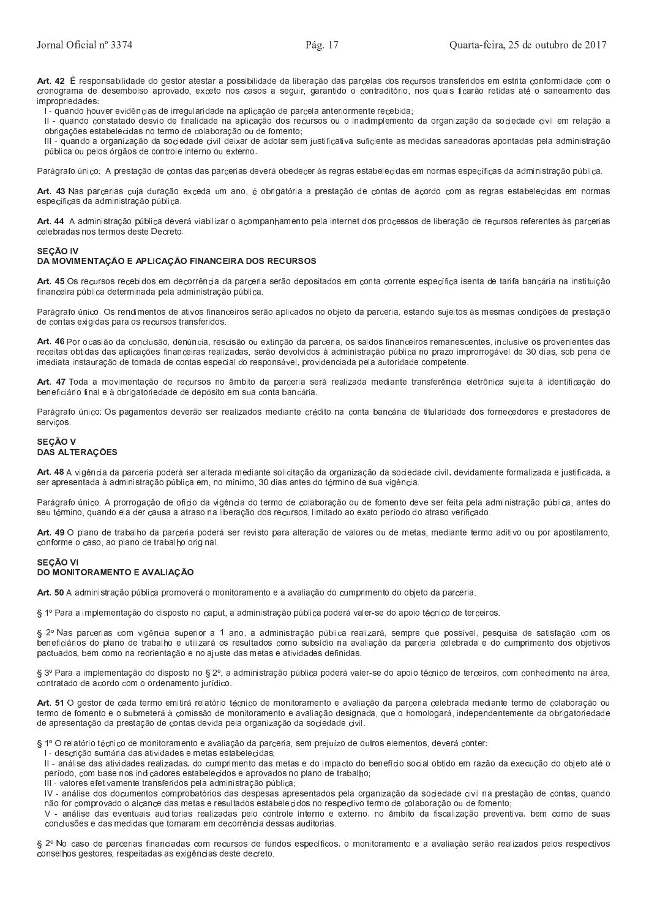**Art. 42** É responsabilidade do gestor atestar a possibilidade da liberação das parcelas dos recursos transferidos em estrita conformidade com o cronograma de desembolso aprovado, exceto nos casos a seguir, garantido o contraditório, nos quais ficarão retidas até o saneamento das impropriedades:

I - quando houver evidências de irregularidade na aplicação de parcela anteriormente recebida;

II - quando constatado desvio de finalidade na aplicação dos recursos ou o inadimplemento da organização da sociedade civil em relação a obrigações estabelecidas no termo de colaboração ou de fomento;

III - quando a organização da sociedade civil deixar de adotar sem justificativa suficiente as medidas saneadoras apontadas pela administração pública ou pelos órgãos de controle interno ou externo.

Parágrafo único: A prestação de contas das parcerias deverá obedecer às regras estabelecidas em normas específicas da administração pública.

**Art. 43** Nas parcerias cuja duração exceda um ano, é obrigatória a prestação de contas de acordo com as regras estabelecidas em normas específicas da administração pública.

**Art. 44** A administração pública deverá viabilizar o acompanhamento pela internet dos processos de liberação de recursos referentes às parcerias celebradas nos termos deste Decreto.

### SEÇÃO IV
### DA MOVIMENTAÇÃO E APLICAÇÃO FINANCEIRA DOS RECURSOS

**Art. 45** Os recursos recebidos em decorrência da parceria serão depositados em conta corrente específica isenta de tarifa bancária na instituição financeira pública determinada pela administração pública.

Parágrafo único. Os rendimentos de ativos financeiros serão aplicados no objeto da parceria, estando sujeitos às mesmas condições de prestação de contas exigidas para os recursos transferidos.

**Art. 46** Por ocasião da conclusão, denúncia, rescisão ou extinção da parceria, os saldos financeiros remanescentes, inclusive os provenientes das receitas obtidas das aplicações financeiras realizadas, serão devolvidos à administração pública no prazo improrrogável de 30 dias, sob pena de imediata instauração de tomada de contas especial do responsável, providenciada pela autoridade competente.

**Art. 47** Toda a movimentação de recursos no âmbito da parceria será realizada mediante transferência eletrônica sujeita à identificação do beneficiário final e à obrigatoriedade de depósito em sua conta bancária.

Parágrafo único: Os pagamentos deverão ser realizados mediante crédito na conta bancária de titularidade dos fornecedores e prestadores de serviços.

### SEÇÃO V
### DAS ALTERAÇÕES

**Art. 48** A vigência da parceria poderá ser alterada mediante solicitação da organização da sociedade civil, devidamente formalizada e justificada, a ser apresentada à administração pública em, no mínimo, 30 dias antes do término de sua vigência.

Parágrafo único. A prorrogação de ofício da vigência do termo de colaboração ou de fomento deve ser feita pela administração pública, antes do seu término, quando ela der causa a atraso na liberação dos recursos, limitado ao exato período do atraso verificado.

**Art. 49** O plano de trabalho da parceria poderá ser revisto para alteração de valores ou de metas, mediante termo aditivo ou por apostilamento, conforme o caso, ao plano de trabalho original.

### SEÇÃO VI
### DO MONITORAMENTO E AVALIAÇÃO

**Art. 50** A administração pública promoverá o monitoramento e a avaliação do cumprimento do objeto da parceria.

§ 1º Para a implementação do disposto no caput, a administração pública poderá valer-se do apoio técnico de terceiros.

§ 2º Nas parcerias com vigência superior a 1 ano, a administração pública realizará, sempre que possível, pesquisa de satisfação com os beneficiários do plano de trabalho e utilizará os resultados como subsídio na avaliação da parceria celebrada e do cumprimento dos objetivos pactuados, bem como na reorientação e no ajuste das metas e atividades definidas.

§ 3º Para a implementação do disposto no § 2º, a administração pública poderá valer-se do apoio técnico de terceiros, com conhecimento na área, contratado de acordo com o ordenamento jurídico.

**Art. 51** O gestor de cada termo emitirá relatório técnico de monitoramento e avaliação da parceria celebrada mediante termo de colaboração ou termo de fomento e o submeterá à comissão de monitoramento e avaliação designada, que o homologará, independentemente da obrigatoriedade de apresentação da prestação de contas devida pela organização da sociedade civil.

§ 1º O relatório técnico de monitoramento e avaliação da parceria, sem prejuízo de outros elementos, deverá conter:

I - descrição sumária das atividades e metas estabelecidas;

II - análise das atividades realizadas, do cumprimento das metas e do impacto do benefício social obtido em razão da execução do objeto até o período, com base nos indicadores estabelecidos e aprovados no plano de trabalho;

III - valores efetivamente transferidos pela administração pública;

IV - análise dos documentos comprobatórios das despesas apresentados pela organização da sociedade civil na prestação de contas, quando não for comprovado o alcance das metas e resultados estabelecidos no respectivo termo de colaboração ou de fomento;

V - análise das eventuais auditorias realizadas pelo controle interno e externo, no âmbito da fiscalização preventiva, bem como de suas conclusões e das medidas que tomaram em decorrência dessas auditorias.

§ 2º No caso de parcerias financiadas com recursos de fundos específicos, o monitoramento e a avaliação serão realizados pelos respectivos conselhos gestores, respeitadas as exigências deste decreto.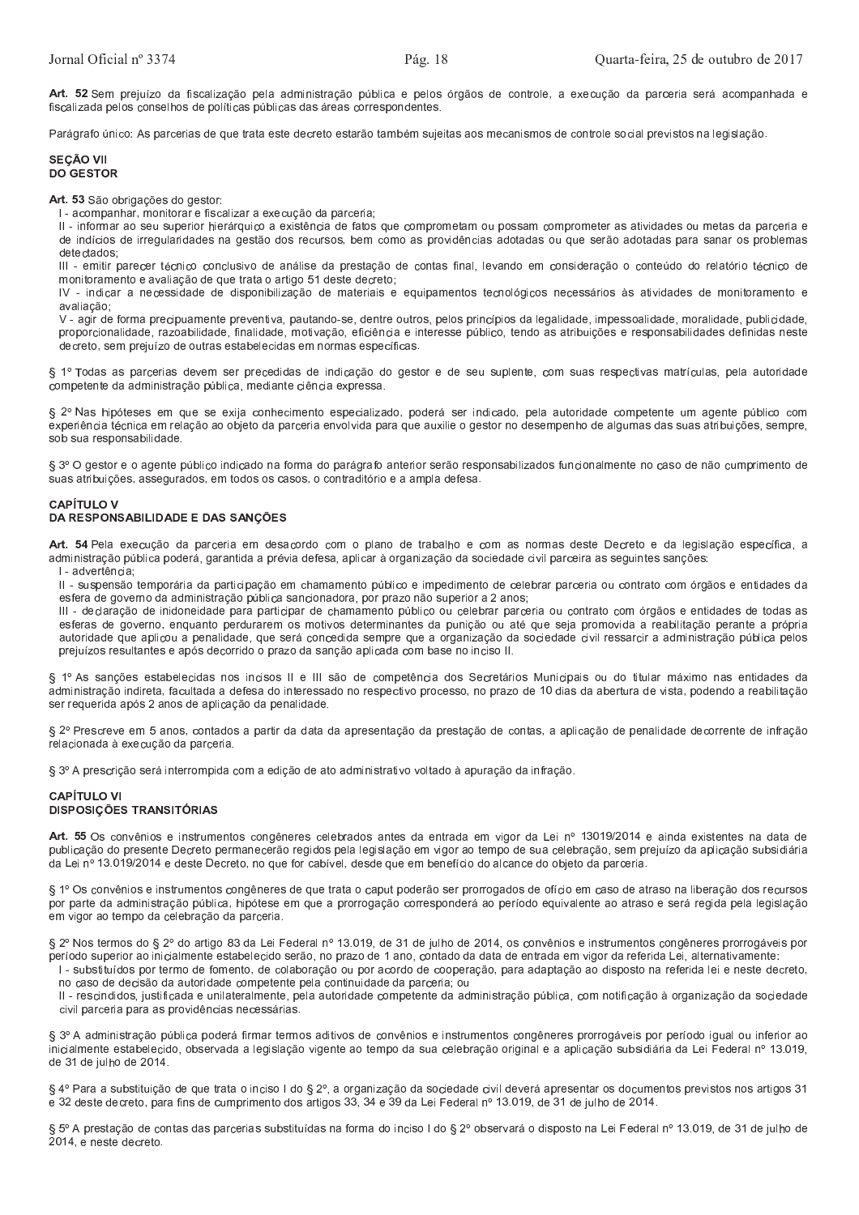**Art. 52** Sem prejuízo da fiscalização pela administração pública e pelos órgãos de controle, a execução da parceria será acompanhada e fiscalizada pelos conselhos de políticas públicas das áreas correspondentes.

Parágrafo único: As parcerias de que trata este decreto estarão também sujeitas aos mecanismos de controle social previstos na legislação.

**SEÇÃO VII**
**DO GESTOR**

**Art. 53** São obrigações do gestor:

I - acompanhar, monitorar e fiscalizar a execução da parceria;

II - informar ao seu superior hierárquico a existência de fatos que comprometam ou possam comprometer as atividades ou metas da parceria e de indícios de irregularidades na gestão dos recursos, bem como as providências adotadas ou que serão adotadas para sanar os problemas detectados;

III - emitir parecer técnico conclusivo de análise da prestação de contas final, levando em consideração o conteúdo do relatório técnico de monitoramento e avaliação de que trata o artigo 51 deste decreto;

IV - indicar a necessidade de disponibilização de materiais e equipamentos tecnológicos necessários às atividades de monitoramento e avaliação;

V - agir de forma precipuamente preventiva, pautando-se, dentre outros, pelos princípios da legalidade, impessoalidade, moralidade, publicidade, proporcionalidade, razoabilidade, finalidade, motivação, eficiência e interesse público, tendo as atribuições e responsabilidades definidas neste decreto, sem prejuízo de outras estabelecidas em normas específicas.

§ 1º Todas as parcerias devem ser precedidas de indicação do gestor e de seu suplente, com suas respectivas matrículas, pela autoridade competente da administração pública, mediante ciência expressa.

§ 2º Nas hipóteses em que se exija conhecimento especializado, poderá ser indicado, pela autoridade competente um agente público com experiência técnica em relação ao objeto da parceria envolvida para que auxilie o gestor no desempenho de algumas das suas atribuições, sempre, sob sua responsabilidade.

§ 3º O gestor e o agente público indicado na forma do parágrafo anterior serão responsabilizados funcionalmente no caso de não cumprimento de suas atribuições, assegurados, em todos os casos, o contraditório e a ampla defesa.

**CAPÍTULO V**
**DA RESPONSABILIDADE E DAS SANÇÕES**

**Art. 54** Pela execução da parceria em desacordo com o plano de trabalho e com as normas deste Decreto e da legislação específica, a administração pública poderá, garantida a prévia defesa, aplicar à organização da sociedade civil parceira as seguintes sanções:

I - advertência;

II - suspensão temporária da participação em chamamento público e impedimento de celebrar parceria ou contrato com órgãos e entidades da esfera de governo da administração pública sancionadora, por prazo não superior a 2 anos;

III - declaração de inidoneidade para participar de chamamento público ou celebrar parceria ou contrato com órgãos e entidades de todas as esferas de governo, enquanto perdurarem os motivos determinantes da punição ou até que seja promovida a reabilitação perante a própria autoridade que aplicou a penalidade, que será concedida sempre que a organização da sociedade civil ressarcir a administração pública pelos prejuízos resultantes e após decorrido o prazo da sanção aplicada com base no inciso II.

§ 1º As sanções estabelecidas nos incisos II e III são de competência dos Secretários Municipais ou do titular máximo nas entidades da administração indireta, facultada a defesa do interessado no respectivo processo, no prazo de 10 dias da abertura de vista, podendo a reabilitação ser requerida após 2 anos de aplicação da penalidade.

§ 2º Prescreve em 5 anos, contados a partir da data da apresentação da prestação de contas, a aplicação de penalidade decorrente de infração relacionada à execução da parceria.

§ 3º A prescrição será interrompida com a edição de ato administrativo voltado à apuração da infração.

**CAPÍTULO VI**
**DISPOSIÇÕES TRANSITÓRIAS**

**Art. 55** Os convênios e instrumentos congêneres celebrados antes da entrada em vigor da Lei nº 13019/2014 e ainda existentes na data de publicação do presente Decreto permanecerão regidos pela legislação em vigor ao tempo de sua celebração, sem prejuízo da aplicação subsidiária da Lei nº 13.019/2014 e deste Decreto, no que for cabível, desde que em benefício do alcance do objeto da parceria.

§ 1º Os convênios e instrumentos congêneres de que trata o caput poderão ser prorrogados de ofício em caso de atraso na liberação dos recursos por parte da administração pública, hipótese em que a prorrogação corresponderá ao período equivalente ao atraso e será regida pela legislação em vigor ao tempo da celebração da parceria.

§ 2º Nos termos do § 2º do artigo 83 da Lei Federal nº 13.019, de 31 de julho de 2014, os convênios e instrumentos congêneres prorrogáveis por período superior ao inicialmente estabelecido serão, no prazo de 1 ano, contado da data de entrada em vigor da referida Lei, alternativamente:

I - substituídos por termo de fomento, de colaboração ou por acordo de cooperação, para adaptação ao disposto na referida lei e neste decreto, no caso de decisão da autoridade competente pela continuidade da parceria; ou

II - rescindidos, justificada e unilateralmente, pela autoridade competente da administração pública, com notificação à organização da sociedade civil parceira para as providências necessárias.

§ 3º A administração pública poderá firmar termos aditivos de convênios e instrumentos congêneres prorrogáveis por período igual ou inferior ao inicialmente estabelecido, observada a legislação vigente ao tempo da sua celebração original e a aplicação subsidiária da Lei Federal nº 13.019, de 31 de julho de 2014.

§ 4º Para a substituição de que trata o inciso I do § 2º, a organização da sociedade civil deverá apresentar os documentos previstos nos artigos 31 e 32 deste decreto, para fins de cumprimento dos artigos 33, 34 e 39 da Lei Federal nº 13.019, de 31 de julho de 2014.

§ 5º A prestação de contas das parcerias substituídas na forma do inciso I do § 2º observará o disposto na Lei Federal nº 13.019, de 31 de julho de 2014, e neste decreto.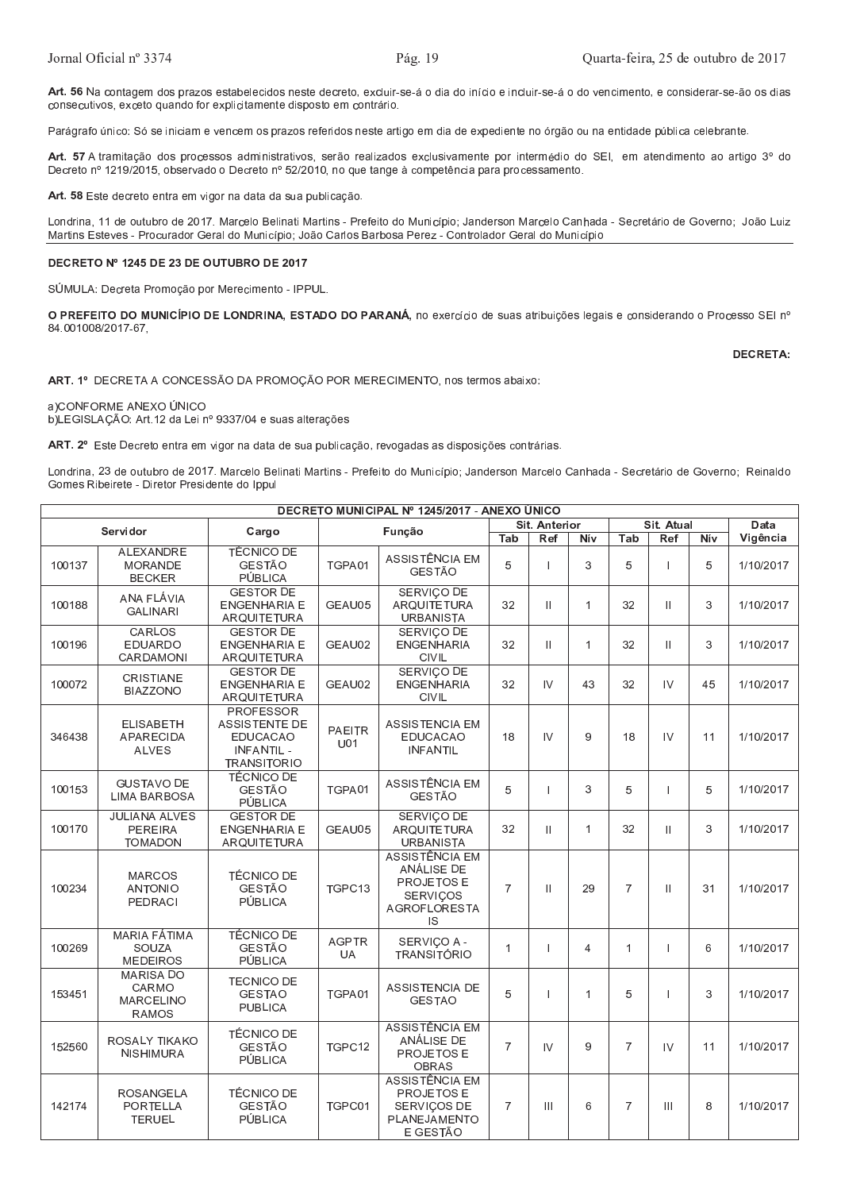**Art. 56** Na contagem dos prazos estabelecidos neste decreto, excluir-se-á o dia do início e incluir-se-á o do vencimento, e considerar-se-ão os dias consecutivos, exceto quando for explicitamente disposto em contrário.

Parágrafo único: Só se iniciam e vencem os prazos referidos neste artigo em dia de expediente no órgão ou na entidade pública celebrante.

**Art. 57** A tramitação dos processos administrativos, serão realizados exclusivamente por intermédio do SEI, em atendimento ao artigo 3º do Decreto nº 1219/2015, observado o Decreto nº 52/2010, no que tange à competência para processamento.

**Art. 58** Este decreto entra em vigor na data da sua publicação.

Londrina, 11 de outubro de 2017. Marcelo Belinati Martins - Prefeito do Município; Janderson Marcelo Canhada - Secretário de Governo; João Luiz Martins Esteves - Procurador Geral do Município; João Carlos Barbosa Perez - Controlador Geral do Município

## DECRETO Nº 1245 DE 23 DE OUTUBRO DE 2017

SÚMULA: Decreta Promoção por Merecimento - IPPUL.

**O PREFEITO DO MUNICÍPIO DE LONDRINA, ESTADO DO PARANÁ**, no exercício de suas atribuições legais e considerando o Processo SEI nº 84.001008/2017-67,

**DECRETA:**

**ART. 1º** DECRETA A CONCESSÃO DA PROMOÇÃO POR MERECIMENTO, nos termos abaixo:

a)CONFORME ANEXO ÚNICO
b)LEGISLAÇÃO: Art.12 da Lei nº 9337/04 e suas alterações

**ART. 2º** Este Decreto entra em vigor na data de sua publicação, revogadas as disposições contrárias.

Londrina, 23 de outubro de 2017. Marcelo Belinati Martins - Prefeito do Município; Janderson Marcelo Canhada - Secretário de Governo; Reinaldo Gomes Ribeirete - Diretor Presidente do Ippul

**DECRETO MUNICIPAL Nº 1245/2017 - ANEXO ÚNICO**

| Servidor | | Cargo | Função | | Sit. Anterior | | | Sit. Atual | | | Data Vigência |
|---|---|---|---|---|---|---|---|---|---|---|---|
| | | | | | Tab | Ref | Niv | Tab | Ref | Niv | |
| 100137 | ALEXANDRE MORANDE BECKER | TÉCNICO DE GESTÃO PÚBLICA | TGPA01 | ASSISTÊNCIA EM GESTÃO | 5 | I | 3 | 5 | I | 5 | 1/10/2017 |
| 100188 | ANA FLÁVIA GALINARI | GESTOR DE ENGENHARIA E ARQUITETURA | GEAU05 | SERVIÇO DE ARQUITETURA URBANISTA | 32 | II | 1 | 32 | II | 3 | 1/10/2017 |
| 100196 | CARLOS EDUARDO CARDAMONI | GESTOR DE ENGENHARIA E ARQUITETURA | GEAU02 | SERVIÇO DE ENGENHARIA CIVIL | 32 | II | 1 | 32 | II | 3 | 1/10/2017 |
| 100072 | CRISTIANE BIAZZONO | GESTOR DE ENGENHARIA E ARQUITETURA | GEAU02 | SERVIÇO DE ENGENHARIA CIVIL | 32 | IV | 43 | 32 | IV | 45 | 1/10/2017 |
| 346438 | ELISABETH APARECIDA ALVES | PROFESSOR ASSISTENTE DE EDUCACAO INFANTIL - TRANSITORIO | PAEITRU01 | ASSISTENCIA EM EDUCACAO INFANTIL | 18 | IV | 9 | 18 | IV | 11 | 1/10/2017 |
| 100153 | GUSTAVO DE LIMA BARBOSA | TÉCNICO DE GESTÃO PÚBLICA | TGPA01 | ASSISTÊNCIA EM GESTÃO | 5 | I | 3 | 5 | I | 5 | 1/10/2017 |
| 100170 | JULIANA ALVES PEREIRA TOMADON | GESTOR DE ENGENHARIA E ARQUITETURA | GEAU05 | SERVIÇO DE ARQUITETURA URBANISTA | 32 | II | 1 | 32 | II | 3 | 1/10/2017 |
| 100234 | MARCOS ANTONIO PEDRACI | TÉCNICO DE GESTÃO PÚBLICA | TGPC13 | ASSISTÊNCIA EM ANÁLISE DE PROJETOS E SERVIÇOS AGROFLORESTAIS | 7 | II | 29 | 7 | II | 31 | 1/10/2017 |
| 100269 | MARIA FÁTIMA SOUZA MEDEIROS | TÉCNICO DE GESTÃO PÚBLICA | AGPTRUA | SERVIÇO A - TRANSITÓRIO | 1 | I | 4 | 1 | I | 6 | 1/10/2017 |
| 153451 | MARISA DO CARMO MARCELINO RAMOS | TECNICO DE GESTAO PUBLICA | TGPA01 | ASSISTENCIA DE GESTAO | 5 | I | 1 | 5 | I | 3 | 1/10/2017 |
| 152560 | ROSALY TIKAKO NISHIMURA | TÉCNICO DE GESTÃO PÚBLICA | TGPC12 | ASSISTÊNCIA EM ANÁLISE DE PROJETOS E OBRAS | 7 | IV | 9 | 7 | IV | 11 | 1/10/2017 |
| 142174 | ROSANGELA PORTELLA TERUEL | TÉCNICO DE GESTÃO PÚBLICA | TGPC01 | ASSISTÊNCIA EM PROJETOS E SERVIÇOS DE PLANEJAMENTO E GESTÃO | 7 | III | 6 | 7 | III | 8 | 1/10/2017 |